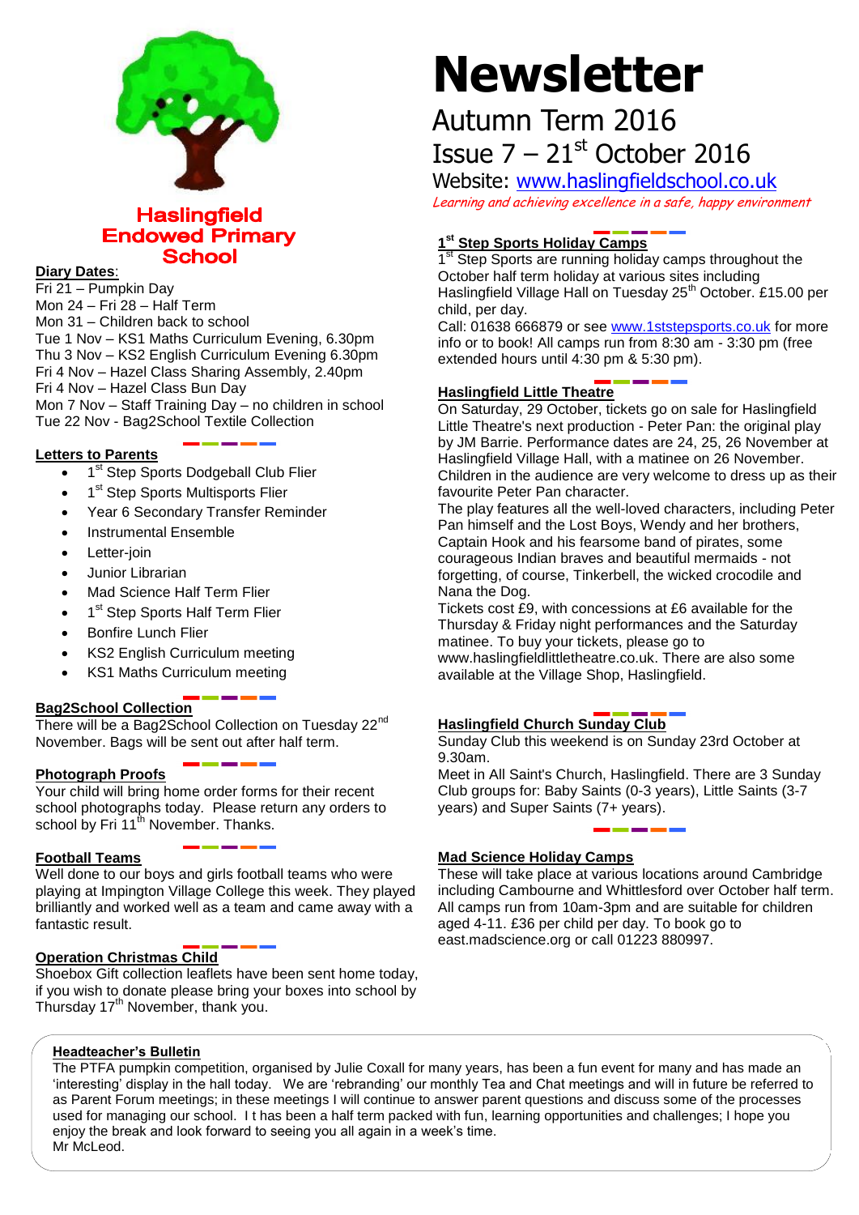# Newsletter

## Autumn Term 2016

## Issue 7 – 21st October 2016

Website: www.haslingfieldschool.co.uk

*Learning and achieving excellence in a safe, happy environment*

**Haslingfield Endowed Primary School**

### Diary Dates:

Fri 21 – Pumpkin Day
Mon 24 – Fri 28 – Half Term
Mon 31 – Children back to school
Tue 1 Nov – KS1 Maths Curriculum Evening, 6.30pm
Thu 3 Nov – KS2 English Curriculum Evening 6.30pm
Fri 4 Nov – Hazel Class Sharing Assembly, 2.40pm
Fri 4 Nov – Hazel Class Bun Day
Mon 7 Nov – Staff Training Day – no children in school
Tue 22 Nov - Bag2School Textile Collection

### Letters to Parents

- 1st Step Sports Dodgeball Club Flier
- 1st Step Sports Multisports Flier
- Year 6 Secondary Transfer Reminder
- Instrumental Ensemble
- Letter-join
- Junior Librarian
- Mad Science Half Term Flier
- 1st Step Sports Half Term Flier
- Bonfire Lunch Flier
- KS2 English Curriculum meeting
- KS1 Maths Curriculum meeting

### Bag2School Collection

There will be a Bag2School Collection on Tuesday 22nd November. Bags will be sent out after half term.

### Photograph Proofs

Your child will bring home order forms for their recent school photographs today. Please return any orders to school by Fri 11th November. Thanks.

### Football Teams

Well done to our boys and girls football teams who were playing at Impington Village College this week. They played brilliantly and worked well as a team and came away with a fantastic result.

### Operation Christmas Child

Shoebox Gift collection leaflets have been sent home today, if you wish to donate please bring your boxes into school by Thursday 17th November, thank you.

### 1st Step Sports Holiday Camps

1st Step Sports are running holiday camps throughout the October half term holiday at various sites including Haslingfield Village Hall on Tuesday 25th October. £15.00 per child, per day.
Call: 01638 666879 or see www.1ststepsports.co.uk for more info or to book! All camps run from 8:30 am - 3:30 pm (free extended hours until 4:30 pm & 5:30 pm).

### Haslingfield Little Theatre

On Saturday, 29 October, tickets go on sale for Haslingfield Little Theatre's next production - Peter Pan: the original play by JM Barrie. Performance dates are 24, 25, 26 November at Haslingfield Village Hall, with a matinee on 26 November. Children in the audience are very welcome to dress up as their favourite Peter Pan character.
The play features all the well-loved characters, including Peter Pan himself and the Lost Boys, Wendy and her brothers, Captain Hook and his fearsome band of pirates, some courageous Indian braves and beautiful mermaids - not forgetting, of course, Tinkerbell, the wicked crocodile and Nana the Dog.
Tickets cost £9, with concessions at £6 available for the Thursday & Friday night performances and the Saturday matinee. To buy your tickets, please go to www.haslingfieldlittletheatre.co.uk. There are also some available at the Village Shop, Haslingfield.

### Haslingfield Church Sunday Club

Sunday Club this weekend is on Sunday 23rd October at 9.30am.
Meet in All Saint's Church, Haslingfield. There are 3 Sunday Club groups for: Baby Saints (0-3 years), Little Saints (3-7 years) and Super Saints (7+ years).

### Mad Science Holiday Camps

These will take place at various locations around Cambridge including Cambourne and Whittlesford over October half term. All camps run from 10am-3pm and are suitable for children aged 4-11. £36 per child per day. To book go to east.madscience.org or call 01223 880997.

### Headteacher's Bulletin

The PTFA pumpkin competition, organised by Julie Coxall for many years, has been a fun event for many and has made an 'interesting' display in the hall today. We are 'rebranding' our monthly Tea and Chat meetings and will in future be referred to as Parent Forum meetings; in these meetings I will continue to answer parent questions and discuss some of the processes used for managing our school. I t has been a half term packed with fun, learning opportunities and challenges; I hope you enjoy the break and look forward to seeing you all again in a week's time.
Mr McLeod.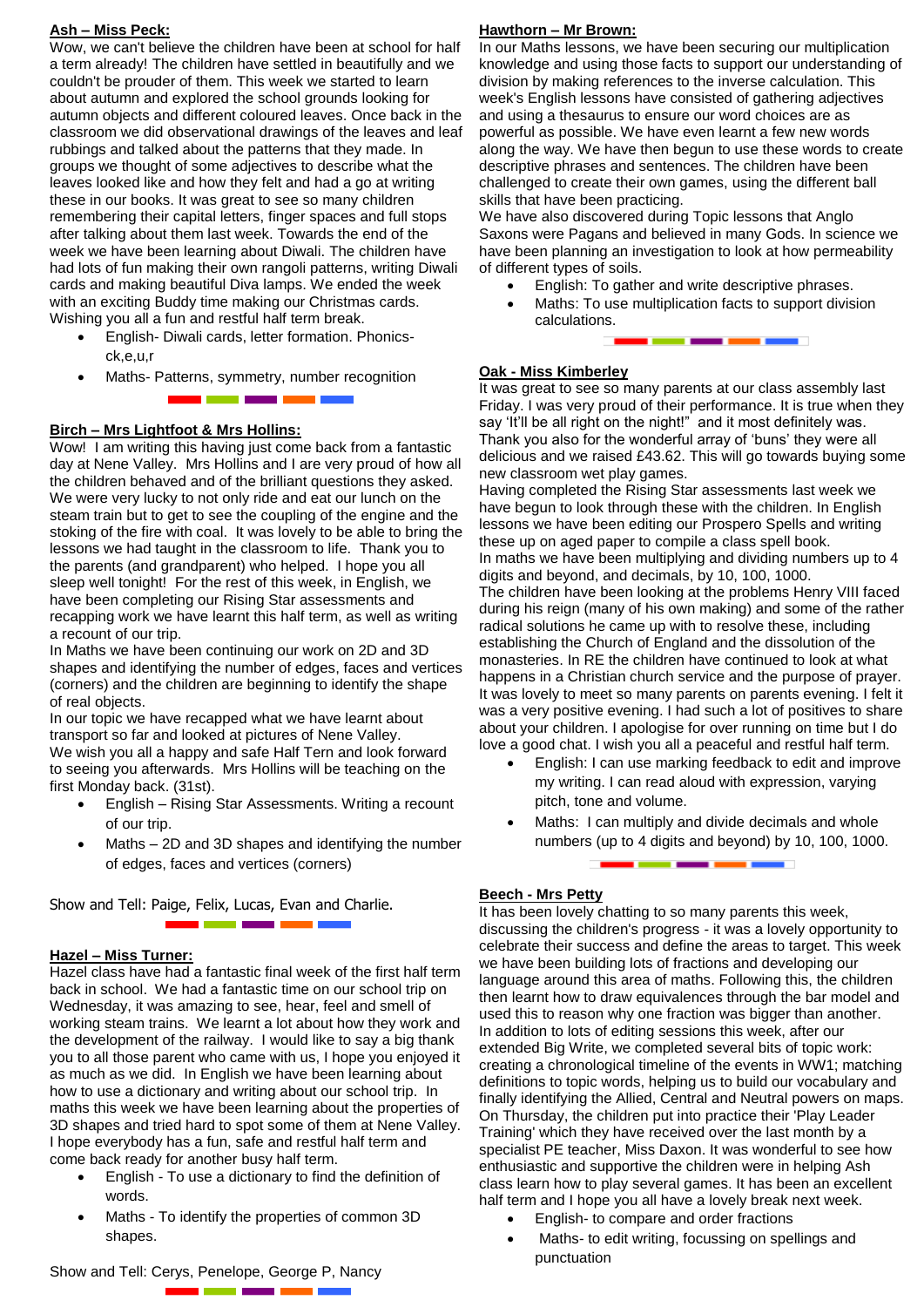**Ash – Miss Peck:**

Wow, we can't believe the children have been at school for half a term already! The children have settled in beautifully and we couldn't be prouder of them. This week we started to learn about autumn and explored the school grounds looking for autumn objects and different coloured leaves. Once back in the classroom we did observational drawings of the leaves and leaf rubbings and talked about the patterns that they made. In groups we thought of some adjectives to describe what the leaves looked like and how they felt and had a go at writing these in our books. It was great to see so many children remembering their capital letters, finger spaces and full stops after talking about them last week. Towards the end of the week we have been learning about Diwali. The children have had lots of fun making their own rangoli patterns, writing Diwali cards and making beautiful Diva lamps. We ended the week with an exciting Buddy time making our Christmas cards. Wishing you all a fun and restful half term break.

- English- Diwali cards, letter formation. Phonics- ck,e,u,r
- Maths- Patterns, symmetry, number recognition

**Birch – Mrs Lightfoot & Mrs Hollins:**

Wow! I am writing this having just come back from a fantastic day at Nene Valley. Mrs Hollins and I are very proud of how all the children behaved and of the brilliant questions they asked. We were very lucky to not only ride and eat our lunch on the steam train but to get to see the coupling of the engine and the stoking of the fire with coal. It was lovely to be able to bring the lessons we had taught in the classroom to life. Thank you to the parents (and grandparent) who helped. I hope you all sleep well tonight! For the rest of this week, in English, we have been completing our Rising Star assessments and recapping work we have learnt this half term, as well as writing a recount of our trip.

In Maths we have been continuing our work on 2D and 3D shapes and identifying the number of edges, faces and vertices (corners) and the children are beginning to identify the shape of real objects.

In our topic we have recapped what we have learnt about transport so far and looked at pictures of Nene Valley.

We wish you all a happy and safe Half Tern and look forward to seeing you afterwards. Mrs Hollins will be teaching on the first Monday back. (31st).

- English – Rising Star Assessments. Writing a recount of our trip.
- Maths – 2D and 3D shapes and identifying the number of edges, faces and vertices (corners)

Show and Tell: Paige, Felix, Lucas, Evan and Charlie.

**Hazel – Miss Turner:**

Hazel class have had a fantastic final week of the first half term back in school. We had a fantastic time on our school trip on Wednesday, it was amazing to see, hear, feel and smell of working steam trains. We learnt a lot about how they work and the development of the railway. I would like to say a big thank you to all those parent who came with us, I hope you enjoyed it as much as we did. In English we have been learning about how to use a dictionary and writing about our school trip. In maths this week we have been learning about the properties of 3D shapes and tried hard to spot some of them at Nene Valley. I hope everybody has a fun, safe and restful half term and come back ready for another busy half term.

- English - To use a dictionary to find the definition of words.
- Maths - To identify the properties of common 3D shapes.

Show and Tell: Cerys, Penelope, George P, Nancy

**Hawthorn – Mr Brown:**

In our Maths lessons, we have been securing our multiplication knowledge and using those facts to support our understanding of division by making references to the inverse calculation. This week's English lessons have consisted of gathering adjectives and using a thesaurus to ensure our word choices are as powerful as possible. We have even learnt a few new words along the way. We have then begun to use these words to create descriptive phrases and sentences. The children have been challenged to create their own games, using the different ball skills that have been practicing.

We have also discovered during Topic lessons that Anglo Saxons were Pagans and believed in many Gods. In science we have been planning an investigation to look at how permeability of different types of soils.

- English: To gather and write descriptive phrases.
- Maths: To use multiplication facts to support division calculations.

**Oak - Miss Kimberley**

It was great to see so many parents at our class assembly last Friday. I was very proud of their performance. It is true when they say 'It'll be all right on the night!" and it most definitely was. Thank you also for the wonderful array of 'buns' they were all delicious and we raised £43.62. This will go towards buying some new classroom wet play games.

Having completed the Rising Star assessments last week we have begun to look through these with the children. In English lessons we have been editing our Prospero Spells and writing these up on aged paper to compile a class spell book.

In maths we have been multiplying and dividing numbers up to 4 digits and beyond, and decimals, by 10, 100, 1000.

The children have been looking at the problems Henry VIII faced during his reign (many of his own making) and some of the rather radical solutions he came up with to resolve these, including establishing the Church of England and the dissolution of the monasteries. In RE the children have continued to look at what happens in a Christian church service and the purpose of prayer. It was lovely to meet so many parents on parents evening. I felt it was a very positive evening. I had such a lot of positives to share about your children. I apologise for over running on time but I do love a good chat. I wish you all a peaceful and restful half term.

- English: I can use marking feedback to edit and improve my writing. I can read aloud with expression, varying pitch, tone and volume.
- Maths: I can multiply and divide decimals and whole numbers (up to 4 digits and beyond) by 10, 100, 1000.

**Beech - Mrs Petty**

It has been lovely chatting to so many parents this week, discussing the children's progress - it was a lovely opportunity to celebrate their success and define the areas to target. This week we have been building lots of fractions and developing our language around this area of maths. Following this, the children then learnt how to draw equivalences through the bar model and used this to reason why one fraction was bigger than another. In addition to lots of editing sessions this week, after our extended Big Write, we completed several bits of topic work: creating a chronological timeline of the events in WW1; matching definitions to topic words, helping us to build our vocabulary and finally identifying the Allied, Central and Neutral powers on maps. On Thursday, the children put into practice their 'Play Leader Training' which they have received over the last month by a specialist PE teacher, Miss Daxon. It was wonderful to see how enthusiastic and supportive the children were in helping Ash class learn how to play several games. It has been an excellent half term and I hope you all have a lovely break next week.

- English- to compare and order fractions
- Maths- to edit writing, focussing on spellings and punctuation